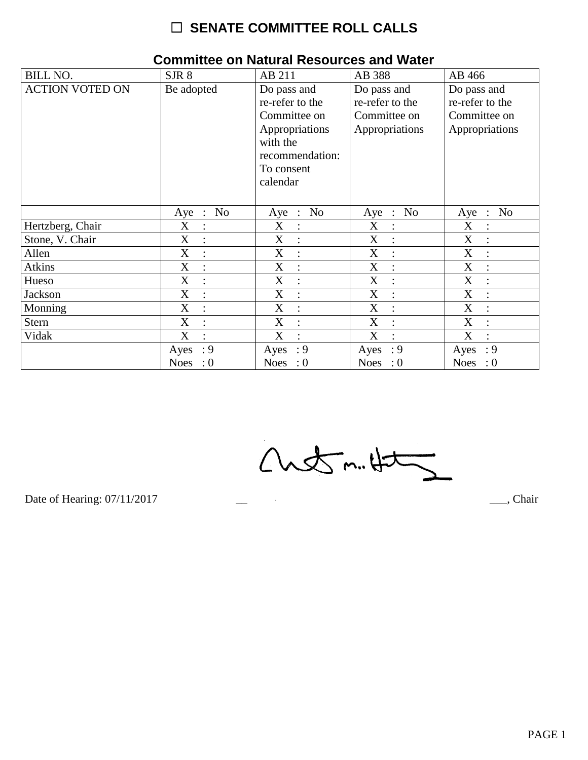# ☐ SENATE COMMITTEE ROLL CALLS

## Committee on Natural Resources and Water

| BILL NO. | SJR 8 | AB 211 | AB 388 | AB 466 |
|---|---|---|---|---|
| ACTION VOTED ON | Be adopted | Do pass and re-refer to the Committee on Appropriations with the recommendation: To consent calendar | Do pass and re-refer to the Committee on Appropriations | Do pass and re-refer to the Committee on Appropriations |
| | Aye : No | Aye : No | Aye : No | Aye : No |
| Hertzberg, Chair | X : | X : | X : | X : |
| Stone, V. Chair | X : | X : | X : | X : |
| Allen | X : | X : | X : | X : |
| Atkins | X : | X : | X : | X : |
| Hueso | X : | X : | X : | X : |
| Jackson | X : | X : | X : | X : |
| Monning | X : | X : | X : | X : |
| Stern | X : | X : | X : | X : |
| Vidak | X : | X : | X : | X : |
| | Ayes : 9<br>Noes : 0 | Ayes : 9<br>Noes : 0 | Ayes : 9<br>Noes : 0 | Ayes : 9<br>Noes : 0 |

Date of Hearing: 07/11/2017 ______________________________, Chair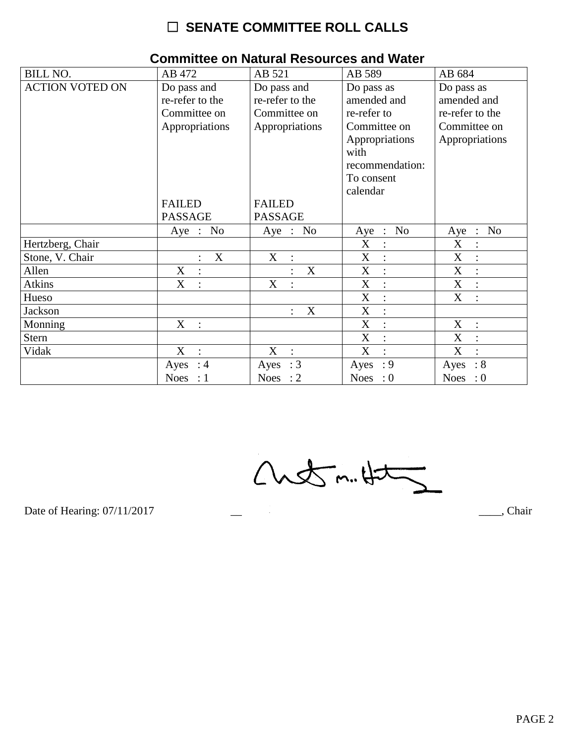# ☐ SENATE COMMITTEE ROLL CALLS

## Committee on Natural Resources and Water

| BILL NO. | AB 472 | AB 521 | AB 589 | AB 684 |
|---|---|---|---|---|
| ACTION VOTED ON | Do pass and re-refer to the Committee on Appropriations FAILED PASSAGE | Do pass and re-refer to the Committee on Appropriations FAILED PASSAGE | Do pass as amended and re-refer to Committee on Appropriations with recommendation: To consent calendar | Do pass as amended and re-refer to the Committee on Appropriations |
| | Aye : No | Aye : No | Aye : No | Aye : No |
| Hertzberg, Chair | | | X : | X : |
| Stone, V. Chair | : X | X : | X : | X : |
| Allen | X : | : X | X : | X : |
| Atkins | X : | X : | X : | X : |
| Hueso | | | X : | X : |
| Jackson | | : X | X : | |
| Monning | X : | | X : | X : |
| Stern | | | X : | X : |
| Vidak | X : | X : | X : | X : |
| | Ayes : 4 Noes : 1 | Ayes : 3 Noes : 2 | Ayes : 9 Noes : 0 | Ayes : 8 Noes : 0 |

Date of Hearing: 07/11/2017 ____, Chair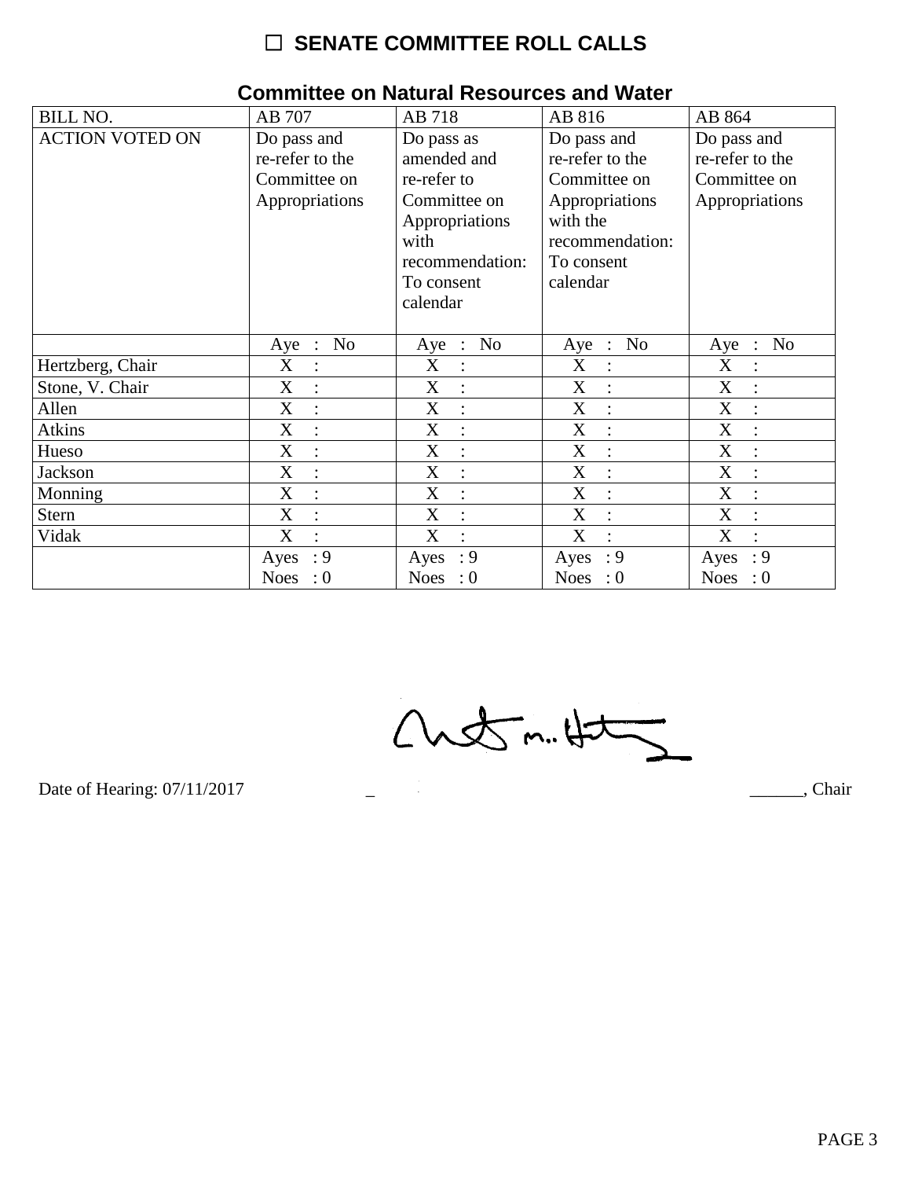# ☐ SENATE COMMITTEE ROLL CALLS

## Committee on Natural Resources and Water

| BILL NO. | AB 707 | AB 718 | AB 816 | AB 864 |
|---|---|---|---|---|
| ACTION VOTED ON | Do pass and re-refer to the Committee on Appropriations | Do pass as amended and re-refer to Committee on Appropriations with recommendation: To consent calendar | Do pass and re-refer to the Committee on Appropriations with the recommendation: To consent calendar | Do pass and re-refer to the Committee on Appropriations |
| | Aye : No | Aye : No | Aye : No | Aye : No |
| Hertzberg, Chair | X : | X : | X : | X : |
| Stone, V. Chair | X : | X : | X : | X : |
| Allen | X : | X : | X : | X : |
| Atkins | X : | X : | X : | X : |
| Hueso | X : | X : | X : | X : |
| Jackson | X : | X : | X : | X : |
| Monning | X : | X : | X : | X : |
| Stern | X : | X : | X : | X : |
| Vidak | X : | X : | X : | X : |
| | Ayes : 9<br>Noes : 0 | Ayes : 9<br>Noes : 0 | Ayes : 9<br>Noes : 0 | Ayes : 9<br>Noes : 0 |

Date of Hearing: 07/11/2017 ______________________________, Chair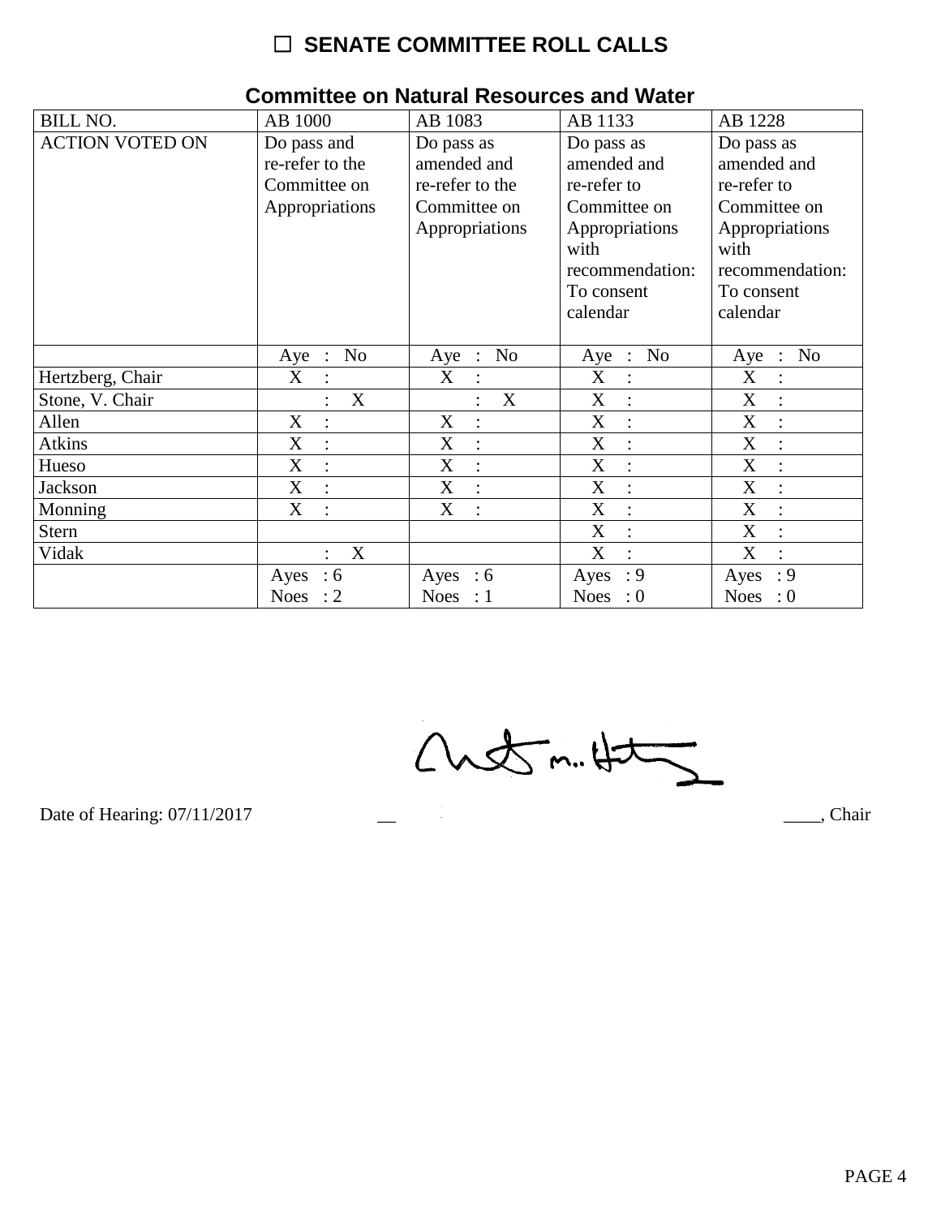# ☐ SENATE COMMITTEE ROLL CALLS

## Committee on Natural Resources and Water

| BILL NO. | AB 1000 | AB 1083 | AB 1133 | AB 1228 |
|---|---|---|---|---|
| ACTION VOTED ON | Do pass and re-refer to the Committee on Appropriations | Do pass as amended and re-refer to the Committee on Appropriations | Do pass as amended and re-refer to Committee on Appropriations with recommendation: To consent calendar | Do pass as amended and re-refer to Committee on Appropriations with recommendation: To consent calendar |
| | Aye : No | Aye : No | Aye : No | Aye : No |
| Hertzberg, Chair | X : | X : | X : | X : |
| Stone, V. Chair | : X | : X | X : | X : |
| Allen | X : | X : | X : | X : |
| Atkins | X : | X : | X : | X : |
| Hueso | X : | X : | X : | X : |
| Jackson | X : | X : | X : | X : |
| Monning | X : | X : | X : | X : |
| Stern | | | X : | X : |
| Vidak | : X | | X : | X : |
| | Ayes : 6<br>Noes : 2 | Ayes : 6<br>Noes : 1 | Ayes : 9<br>Noes : 0 | Ayes : 9<br>Noes : 0 |

Date of Hearing: 07/11/2017 ____, Chair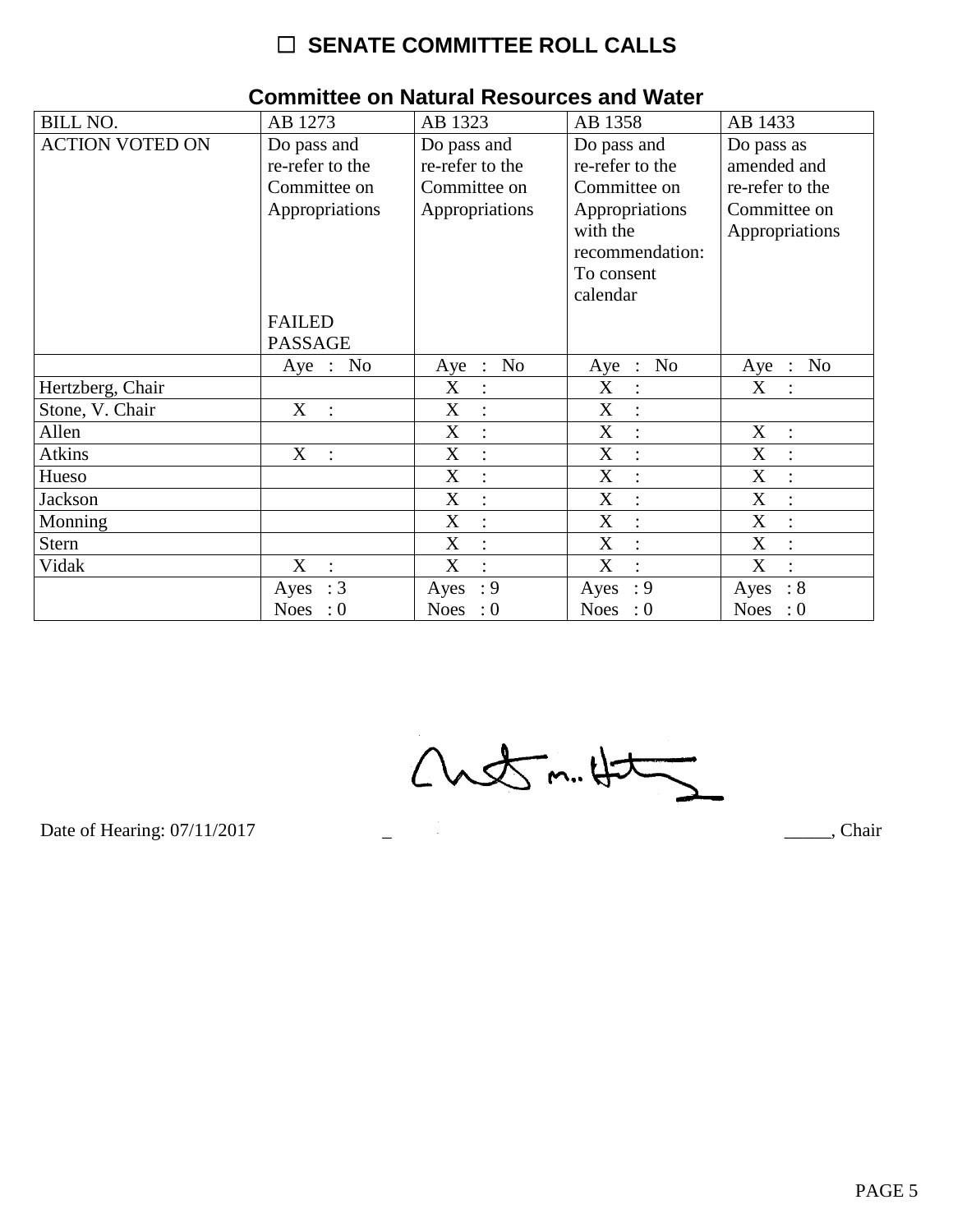# ☐ SENATE COMMITTEE ROLL CALLS

## Committee on Natural Resources and Water

| BILL NO. | AB 1273 | AB 1323 | AB 1358 | AB 1433 |
|---|---|---|---|---|
| ACTION VOTED ON | Do pass and re-refer to the Committee on Appropriations<br><br>FAILED PASSAGE | Do pass and re-refer to the Committee on Appropriations | Do pass and re-refer to the Committee on Appropriations with the recommendation: To consent calendar | Do pass as amended and re-refer to the Committee on Appropriations |
| | Aye : No | Aye : No | Aye : No | Aye : No |
| Hertzberg, Chair | | X : | X : | X : |
| Stone, V. Chair | X : | X : | X : | |
| Allen | | X : | X : | X : |
| Atkins | X : | X : | X : | X : |
| Hueso | | X : | X : | X : |
| Jackson | | X : | X : | X : |
| Monning | | X : | X : | X : |
| Stern | | X : | X : | X : |
| Vidak | X : | X : | X : | X : |
| | Ayes : 3<br>Noes : 0 | Ayes : 9<br>Noes : 0 | Ayes : 9<br>Noes : 0 | Ayes : 8<br>Noes : 0 |

Date of Hearing: 07/11/2017 _____________________, Chair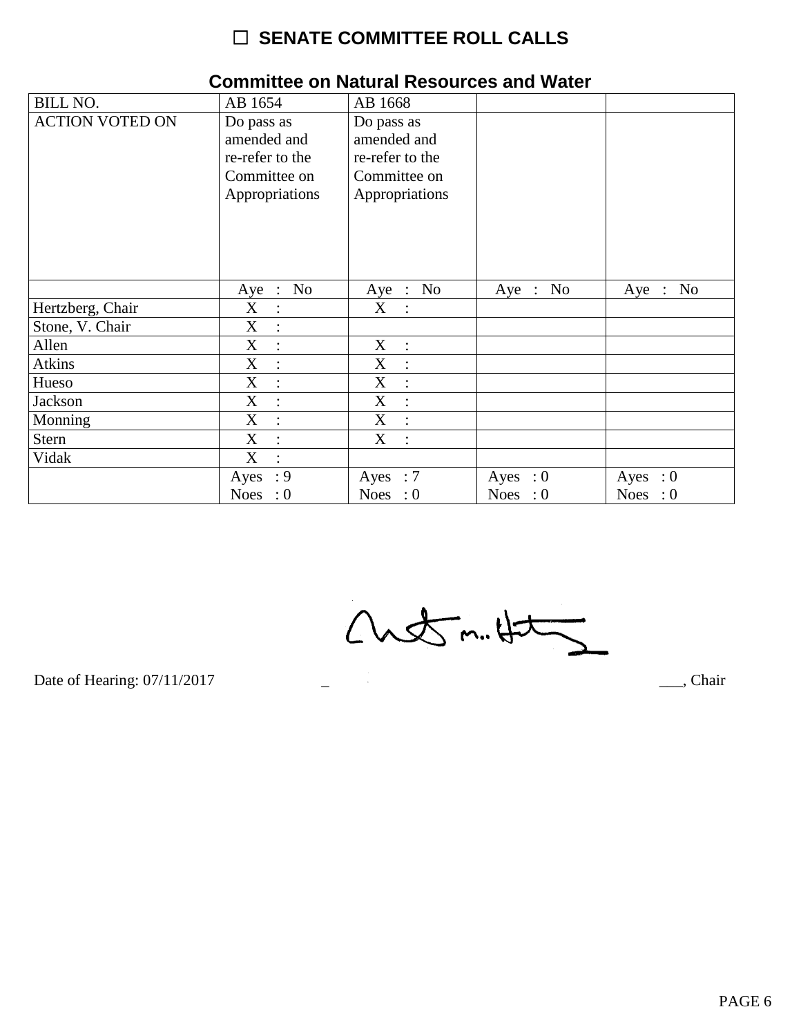# ☐ SENATE COMMITTEE ROLL CALLS

## Committee on Natural Resources and Water

| BILL NO. | AB 1654 | AB 1668 | | |
|---|---|---|---|---|
| ACTION VOTED ON | Do pass as amended and re-refer to the Committee on Appropriations | Do pass as amended and re-refer to the Committee on Appropriations | | |
| | Aye : No | Aye : No | Aye : No | Aye : No |
| Hertzberg, Chair | X : | X : | | |
| Stone, V. Chair | X : | | | |
| Allen | X : | X : | | |
| Atkins | X : | X : | | |
| Hueso | X : | X : | | |
| Jackson | X : | X : | | |
| Monning | X : | X : | | |
| Stern | X : | X : | | |
| Vidak | X : | | | |
| | Ayes : 9<br>Noes : 0 | Ayes : 7<br>Noes : 0 | Ayes : 0<br>Noes : 0 | Ayes : 0<br>Noes : 0 |

Date of Hearing: 07/11/2017 _______________________________, Chair